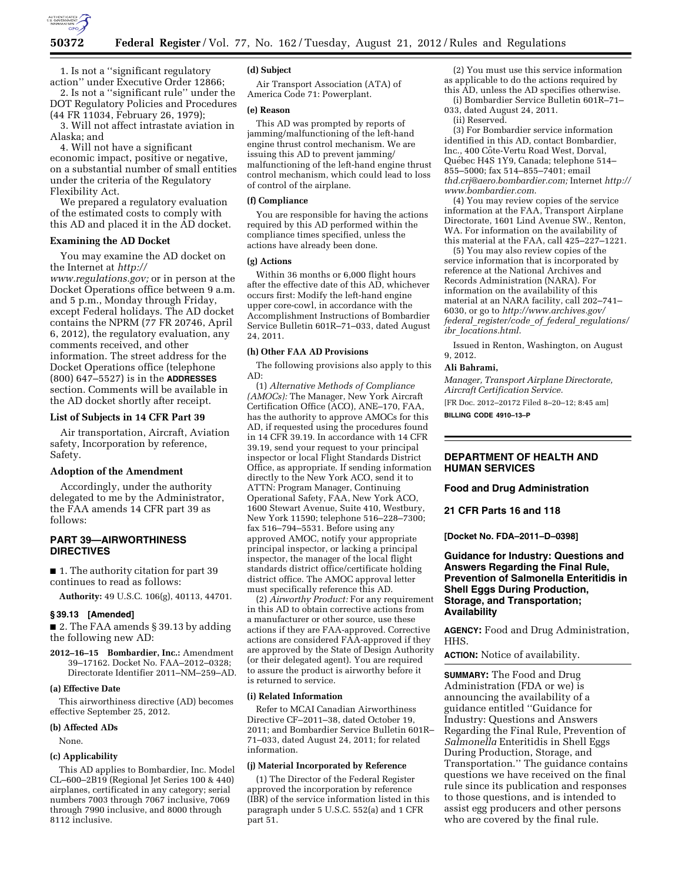1. Is not a ''significant regulatory action'' under Executive Order 12866;

2. Is not a ''significant rule'' under the DOT Regulatory Policies and Procedures (44 FR 11034, February 26, 1979);

3. Will not affect intrastate aviation in Alaska; and

4. Will not have a significant economic impact, positive or negative, on a substantial number of small entities under the criteria of the Regulatory Flexibility Act.

We prepared a regulatory evaluation of the estimated costs to comply with this AD and placed it in the AD docket.

### Examining the AD Docket

You may examine the AD docket on the Internet at *http://www.regulations.gov;* or in person at the Docket Operations office between 9 a.m. and 5 p.m., Monday through Friday, except Federal holidays. The AD docket contains the NPRM (77 FR 20746, April 6, 2012), the regulatory evaluation, any comments received, and other information. The street address for the Docket Operations office (telephone (800) 647–5527) is in the **ADDRESSES** section. Comments will be available in the AD docket shortly after receipt.

### List of Subjects in 14 CFR Part 39

Air transportation, Aircraft, Aviation safety, Incorporation by reference, Safety.

### Adoption of the Amendment

Accordingly, under the authority delegated to me by the Administrator, the FAA amends 14 CFR part 39 as follows:

## PART 39—AIRWORTHINESS DIRECTIVES

■ 1. The authority citation for part 39 continues to read as follows:

**Authority:** 49 U.S.C. 106(g), 40113, 44701.

### § 39.13 [Amended]

■ 2. The FAA amends § 39.13 by adding the following new AD:

**2012–16–15 Bombardier, Inc.:** Amendment 39–17162. Docket No. FAA–2012–0328; Directorate Identifier 2011–NM–259–AD.

#### (a) Effective Date

This airworthiness directive (AD) becomes effective September 25, 2012.

#### (b) Affected ADs

None.

#### (c) Applicability

This AD applies to Bombardier, Inc. Model CL–600–2B19 (Regional Jet Series 100 & 440) airplanes, certificated in any category; serial numbers 7003 through 7067 inclusive, 7069 through 7990 inclusive, and 8000 through 8112 inclusive.

#### (d) Subject

Air Transport Association (ATA) of America Code 71: Powerplant.

#### (e) Reason

This AD was prompted by reports of jamming/malfunctioning of the left-hand engine thrust control mechanism. We are issuing this AD to prevent jamming/malfunctioning of the left-hand engine thrust control mechanism, which could lead to loss of control of the airplane.

#### (f) Compliance

You are responsible for having the actions required by this AD performed within the compliance times specified, unless the actions have already been done.

#### (g) Actions

Within 36 months or 6,000 flight hours after the effective date of this AD, whichever occurs first: Modify the left-hand engine upper core-cowl, in accordance with the Accomplishment Instructions of Bombardier Service Bulletin 601R–71–033, dated August 24, 2011.

#### (h) Other FAA AD Provisions

The following provisions also apply to this AD:

(1) *Alternative Methods of Compliance (AMOCs):* The Manager, New York Aircraft Certification Office (ACO), ANE–170, FAA, has the authority to approve AMOCs for this AD, if requested using the procedures found in 14 CFR 39.19. In accordance with 14 CFR 39.19, send your request to your principal inspector or local Flight Standards District Office, as appropriate. If sending information directly to the New York ACO, send it to ATTN: Program Manager, Continuing Operational Safety, FAA, New York ACO, 1600 Stewart Avenue, Suite 410, Westbury, New York 11590; telephone 516–228–7300; fax 516–794–5531. Before using any approved AMOC, notify your appropriate principal inspector, or lacking a principal inspector, the manager of the local flight standards district office/certificate holding district office. The AMOC approval letter must specifically reference this AD.

(2) *Airworthy Product:* For any requirement in this AD to obtain corrective actions from a manufacturer or other source, use these actions if they are FAA-approved. Corrective actions are considered FAA-approved if they are approved by the State of Design Authority (or their delegated agent). You are required to assure the product is airworthy before it is returned to service.

#### (i) Related Information

Refer to MCAI Canadian Airworthiness Directive CF–2011–38, dated October 19, 2011; and Bombardier Service Bulletin 601R–71–033, dated August 24, 2011; for related information.

#### (j) Material Incorporated by Reference

(1) The Director of the Federal Register approved the incorporation by reference (IBR) of the service information listed in this paragraph under 5 U.S.C. 552(a) and 1 CFR part 51.

(2) You must use this service information as applicable to do the actions required by this AD, unless the AD specifies otherwise.

(i) Bombardier Service Bulletin 601R–71–033, dated August 24, 2011.

(ii) Reserved.

(3) For Bombardier service information identified in this AD, contact Bombardier, Inc., 400 Côte-Vertu Road West, Dorval, Québec H4S 1Y9, Canada; telephone 514–855–5000; fax 514–855–7401; email *thd.crj@aero.bombardier.com;* Internet *http://www.bombardier.com*.

(4) You may review copies of the service information at the FAA, Transport Airplane Directorate, 1601 Lind Avenue SW., Renton, WA. For information on the availability of this material at the FAA, call 425–227–1221.

(5) You may also review copies of the service information that is incorporated by reference at the National Archives and Records Administration (NARA). For information on the availability of this material at an NARA facility, call 202–741–6030, or go to *http://www.archives.gov/federal_register/code_of_federal_regulations/ibr_locations.html*.

Issued in Renton, Washington, on August 9, 2012.

**Ali Bahrami,**

*Manager, Transport Airplane Directorate, Aircraft Certification Service.*

[FR Doc. 2012–20172 Filed 8–20–12; 8:45 am]

**BILLING CODE 4910–13–P**

---

## DEPARTMENT OF HEALTH AND HUMAN SERVICES

### Food and Drug Administration

### 21 CFR Parts 16 and 118

**[Docket No. FDA–2011–D–0398]**

### Guidance for Industry: Questions and Answers Regarding the Final Rule, Prevention of Salmonella Enteritidis in Shell Eggs During Production, Storage, and Transportation; Availability

**AGENCY:** Food and Drug Administration, HHS.

**ACTION:** Notice of availability.

**SUMMARY:** The Food and Drug Administration (FDA or we) is announcing the availability of a guidance entitled ''Guidance for Industry: Questions and Answers Regarding the Final Rule, Prevention of *Salmonella* Enteritidis in Shell Eggs During Production, Storage, and Transportation.'' The guidance contains questions we have received on the final rule since its publication and responses to those questions, and is intended to assist egg producers and other persons who are covered by the final rule.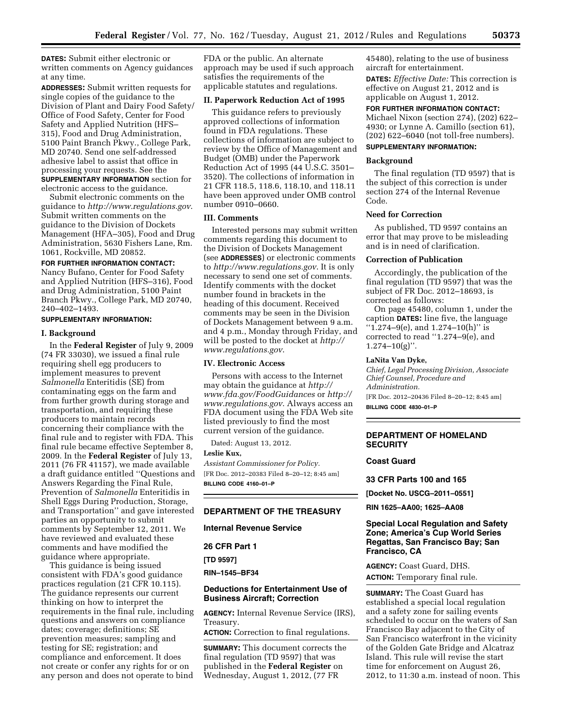**DATES:** Submit either electronic or written comments on Agency guidances at any time.

**ADDRESSES:** Submit written requests for single copies of the guidance to the Division of Plant and Dairy Food Safety/ Office of Food Safety, Center for Food Safety and Applied Nutrition (HFS–315), Food and Drug Administration, 5100 Paint Branch Pkwy., College Park, MD 20740. Send one self-addressed adhesive label to assist that office in processing your requests. See the **SUPPLEMENTARY INFORMATION** section for electronic access to the guidance.

Submit electronic comments on the guidance to *http://www.regulations.gov*. Submit written comments on the guidance to the Division of Dockets Management (HFA–305), Food and Drug Administration, 5630 Fishers Lane, Rm. 1061, Rockville, MD 20852.

**FOR FURTHER INFORMATION CONTACT:** Nancy Bufano, Center for Food Safety and Applied Nutrition (HFS–316), Food and Drug Administration, 5100 Paint Branch Pkwy., College Park, MD 20740, 240–402–1493.

**SUPPLEMENTARY INFORMATION:**

**I. Background**

In the **Federal Register** of July 9, 2009 (74 FR 33030), we issued a final rule requiring shell egg producers to implement measures to prevent *Salmonella* Enteritidis (SE) from contaminating eggs on the farm and from further growth during storage and transportation, and requiring these producers to maintain records concerning their compliance with the final rule and to register with FDA. This final rule became effective September 8, 2009. In the **Federal Register** of July 13, 2011 (76 FR 41157), we made available a draft guidance entitled ''Questions and Answers Regarding the Final Rule, Prevention of *Salmonella* Enteritidis in Shell Eggs During Production, Storage, and Transportation'' and gave interested parties an opportunity to submit comments by September 12, 2011. We have reviewed and evaluated these comments and have modified the guidance where appropriate.

This guidance is being issued consistent with FDA's good guidance practices regulation (21 CFR 10.115). The guidance represents our current thinking on how to interpret the requirements in the final rule, including questions and answers on compliance dates; coverage; definitions; SE prevention measures; sampling and testing for SE; registration; and compliance and enforcement. It does not create or confer any rights for or on any person and does not operate to bind FDA or the public. An alternate approach may be used if such approach satisfies the requirements of the applicable statutes and regulations.

**II. Paperwork Reduction Act of 1995**

This guidance refers to previously approved collections of information found in FDA regulations. These collections of information are subject to review by the Office of Management and Budget (OMB) under the Paperwork Reduction Act of 1995 (44 U.S.C. 3501–3520). The collections of information in 21 CFR 118.5, 118.6, 118.10, and 118.11 have been approved under OMB control number 0910–0660.

**III. Comments**

Interested persons may submit written comments regarding this document to the Division of Dockets Management (see **ADDRESSES**) or electronic comments to *http://www.regulations.gov*. It is only necessary to send one set of comments. Identify comments with the docket number found in brackets in the heading of this document. Received comments may be seen in the Division of Dockets Management between 9 a.m. and 4 p.m., Monday through Friday, and will be posted to the docket at *http://www.regulations.gov*.

**IV. Electronic Access**

Persons with access to the Internet may obtain the guidance at *http://www.fda.gov/FoodGuidances* or *http://www.regulations.gov*. Always access an FDA document using the FDA Web site listed previously to find the most current version of the guidance.

Dated: August 13, 2012.

**Leslie Kux,**

*Assistant Commissioner for Policy.*

[FR Doc. 2012–20383 Filed 8–20–12; 8:45 am]

**BILLING CODE 4160–01–P**

---

## DEPARTMENT OF THE TREASURY

### Internal Revenue Service

### 26 CFR Part 1

**[TD 9597]**

**RIN–1545–BF34**

### Deductions for Entertainment Use of Business Aircraft; Correction

**AGENCY:** Internal Revenue Service (IRS), Treasury.

**ACTION:** Correction to final regulations.

**SUMMARY:** This document corrects the final regulation (TD 9597) that was published in the **Federal Register** on Wednesday, August 1, 2012, (77 FR 45480), relating to the use of business aircraft for entertainment.

**DATES:** *Effective Date:* This correction is effective on August 21, 2012 and is applicable on August 1, 2012.

**FOR FURTHER INFORMATION CONTACT:** Michael Nixon (section 274), (202) 622–4930; or Lynne A. Camillo (section 61), (202) 622–6040 (not toll-free numbers).

**SUPPLEMENTARY INFORMATION:**

**Background**

The final regulation (TD 9597) that is the subject of this correction is under section 274 of the Internal Revenue Code.

**Need for Correction**

As published, TD 9597 contains an error that may prove to be misleading and is in need of clarification.

**Correction of Publication**

Accordingly, the publication of the final regulation (TD 9597) that was the subject of FR Doc. 2012–18693, is corrected as follows:

On page 45480, column 1, under the caption **DATES:** line five, the language ''1.274–9(e), and 1.274–10(h)'' is corrected to read ''1.274–9(e), and 1.274–10(g)''.

**LaNita Van Dyke,**

*Chief, Legal Processing Division, Associate Chief Counsel, Procedure and Administration.*

[FR Doc. 2012–20436 Filed 8–20–12; 8:45 am]

**BILLING CODE 4830–01–P**

---

## DEPARTMENT OF HOMELAND SECURITY

### Coast Guard

### 33 CFR Parts 100 and 165

**[Docket No. USCG–2011–0551]**

**RIN 1625–AA00; 1625–AA08**

### Special Local Regulation and Safety Zone; America's Cup World Series Regattas, San Francisco Bay; San Francisco, CA

**AGENCY:** Coast Guard, DHS.

**ACTION:** Temporary final rule.

**SUMMARY:** The Coast Guard has established a special local regulation and a safety zone for sailing events scheduled to occur on the waters of San Francisco Bay adjacent to the City of San Francisco waterfront in the vicinity of the Golden Gate Bridge and Alcatraz Island. This rule will revise the start time for enforcement on August 26, 2012, to 11:30 a.m. instead of noon. This